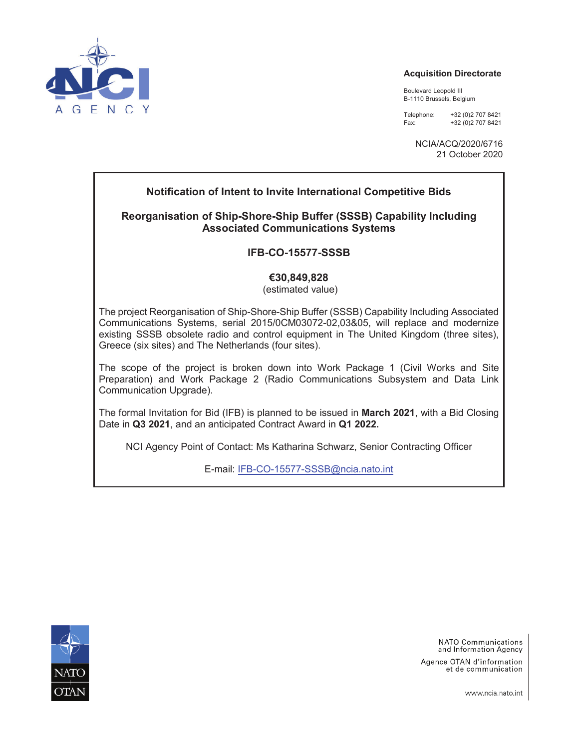**Acquisition Directorate**

Boulevard Leopold III
B-1110 Brussels, Belgium

Telephone: +32 (0)2 707 8421
Fax: +32 (0)2 707 8421

NCIA/ACQ/2020/6716
21 October 2020

## Notification of Intent to Invite International Competitive Bids

## Reorganisation of Ship-Shore-Ship Buffer (SSSB) Capability Including Associated Communications Systems

### IFB-CO-15577-SSSB

**€30,849,828**
(estimated value)

The project Reorganisation of Ship-Shore-Ship Buffer (SSSB) Capability Including Associated Communications Systems, serial 2015/0CM03072-02,03&05, will replace and modernize existing SSSB obsolete radio and control equipment in The United Kingdom (three sites), Greece (six sites) and The Netherlands (four sites).

The scope of the project is broken down into Work Package 1 (Civil Works and Site Preparation) and Work Package 2 (Radio Communications Subsystem and Data Link Communication Upgrade).

The formal Invitation for Bid (IFB) is planned to be issued in **March 2021**, with a Bid Closing Date in **Q3 2021**, and an anticipated Contract Award in **Q1 2022.**

NCI Agency Point of Contact: Ms Katharina Schwarz, Senior Contracting Officer

E-mail: IFB-CO-15577-SSSB@ncia.nato.int

NATO Communications and Information Agency
Agence OTAN d'information et de communication

www.ncia.nato.int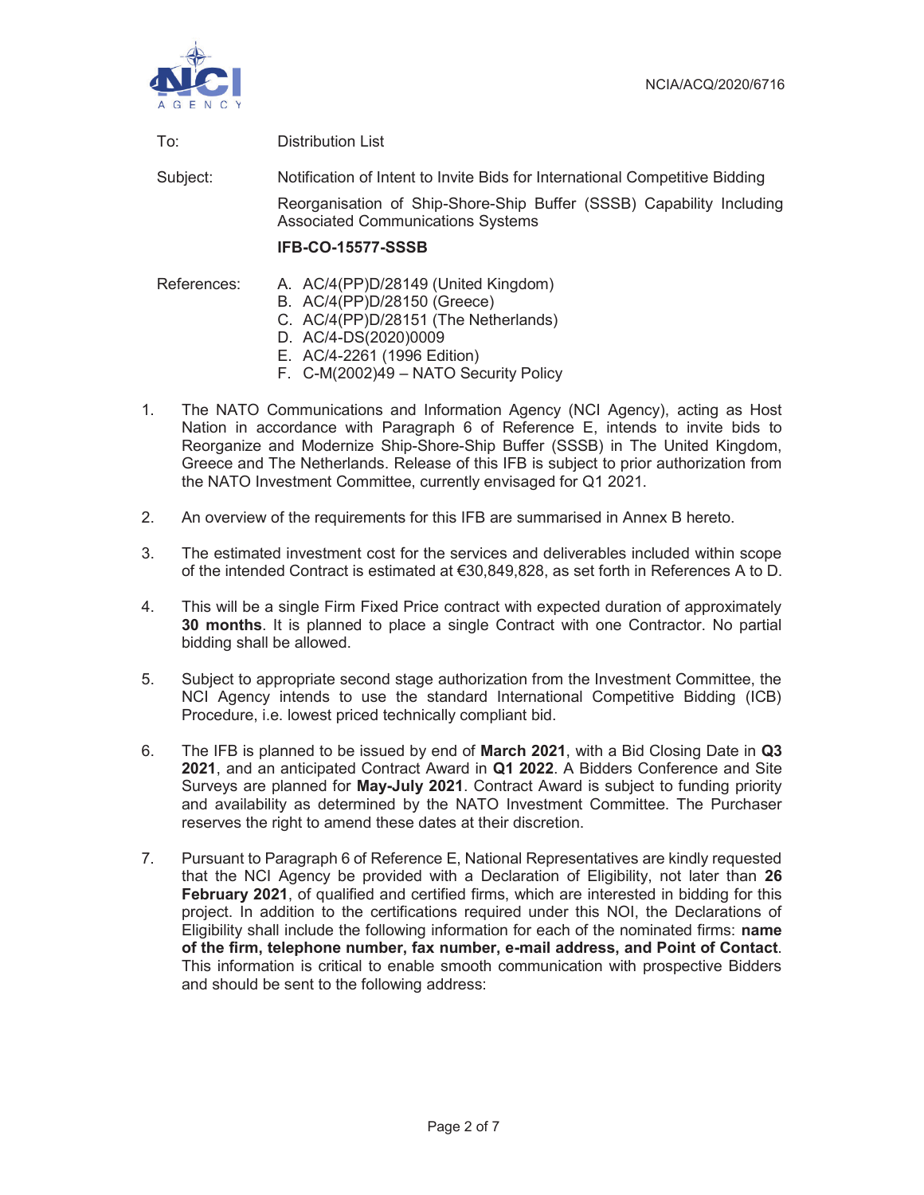NCIA/ACQ/2020/6716

To: Distribution List

Subject: Notification of Intent to Invite Bids for International Competitive Bidding

Reorganisation of Ship-Shore-Ship Buffer (SSSB) Capability Including Associated Communications Systems

**IFB-CO-15577-SSSB**

References:

A. AC/4(PP)D/28149 (United Kingdom)
B. AC/4(PP)D/28150 (Greece)
C. AC/4(PP)D/28151 (The Netherlands)
D. AC/4-DS(2020)0009
E. AC/4-2261 (1996 Edition)
F. C-M(2002)49 – NATO Security Policy

1. The NATO Communications and Information Agency (NCI Agency), acting as Host Nation in accordance with Paragraph 6 of Reference E, intends to invite bids to Reorganize and Modernize Ship-Shore-Ship Buffer (SSSB) in The United Kingdom, Greece and The Netherlands. Release of this IFB is subject to prior authorization from the NATO Investment Committee, currently envisaged for Q1 2021.

2. An overview of the requirements for this IFB are summarised in Annex B hereto.

3. The estimated investment cost for the services and deliverables included within scope of the intended Contract is estimated at €30,849,828, as set forth in References A to D.

4. This will be a single Firm Fixed Price contract with expected duration of approximately **30 months**. It is planned to place a single Contract with one Contractor. No partial bidding shall be allowed.

5. Subject to appropriate second stage authorization from the Investment Committee, the NCI Agency intends to use the standard International Competitive Bidding (ICB) Procedure, i.e. lowest priced technically compliant bid.

6. The IFB is planned to be issued by end of **March 2021**, with a Bid Closing Date in **Q3 2021**, and an anticipated Contract Award in **Q1 2022**. A Bidders Conference and Site Surveys are planned for **May-July 2021**. Contract Award is subject to funding priority and availability as determined by the NATO Investment Committee. The Purchaser reserves the right to amend these dates at their discretion.

7. Pursuant to Paragraph 6 of Reference E, National Representatives are kindly requested that the NCI Agency be provided with a Declaration of Eligibility, not later than **26 February 2021**, of qualified and certified firms, which are interested in bidding for this project. In addition to the certifications required under this NOI, the Declarations of Eligibility shall include the following information for each of the nominated firms: **name of the firm, telephone number, fax number, e-mail address, and Point of Contact**. This information is critical to enable smooth communication with prospective Bidders and should be sent to the following address: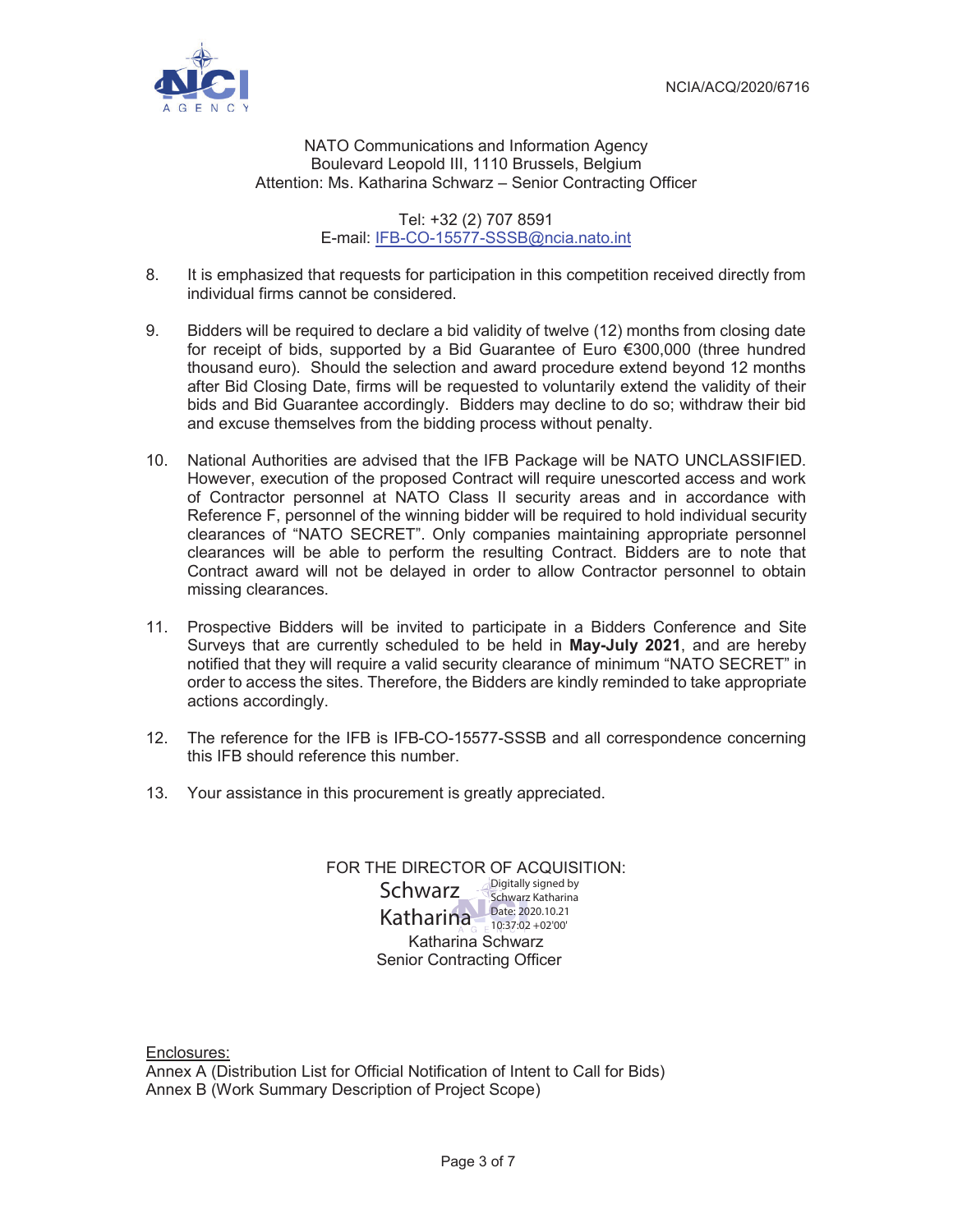NCIA/ACQ/2020/6716

NATO Communications and Information Agency
Boulevard Leopold III, 1110 Brussels, Belgium
Attention: Ms. Katharina Schwarz – Senior Contracting Officer

Tel: +32 (2) 707 8591
E-mail: IFB-CO-15577-SSSB@ncia.nato.int

8. It is emphasized that requests for participation in this competition received directly from individual firms cannot be considered.

9. Bidders will be required to declare a bid validity of twelve (12) months from closing date for receipt of bids, supported by a Bid Guarantee of Euro €300,000 (three hundred thousand euro). Should the selection and award procedure extend beyond 12 months after Bid Closing Date, firms will be requested to voluntarily extend the validity of their bids and Bid Guarantee accordingly. Bidders may decline to do so; withdraw their bid and excuse themselves from the bidding process without penalty.

10. National Authorities are advised that the IFB Package will be NATO UNCLASSIFIED. However, execution of the proposed Contract will require unescorted access and work of Contractor personnel at NATO Class II security areas and in accordance with Reference F, personnel of the winning bidder will be required to hold individual security clearances of "NATO SECRET". Only companies maintaining appropriate personnel clearances will be able to perform the resulting Contract. Bidders are to note that Contract award will not be delayed in order to allow Contractor personnel to obtain missing clearances.

11. Prospective Bidders will be invited to participate in a Bidders Conference and Site Surveys that are currently scheduled to be held in **May-July 2021**, and are hereby notified that they will require a valid security clearance of minimum "NATO SECRET" in order to access the sites. Therefore, the Bidders are kindly reminded to take appropriate actions accordingly.

12. The reference for the IFB is IFB-CO-15577-SSSB and all correspondence concerning this IFB should reference this number.

13. Your assistance in this procurement is greatly appreciated.

FOR THE DIRECTOR OF ACQUISITION:

Schwarz Katharina
Digitally signed by Schwarz Katharina
Date: 2020.10.21 10:37:02 +02'00'

Katharina Schwarz
Senior Contracting Officer

Enclosures:
Annex A (Distribution List for Official Notification of Intent to Call for Bids)
Annex B (Work Summary Description of Project Scope)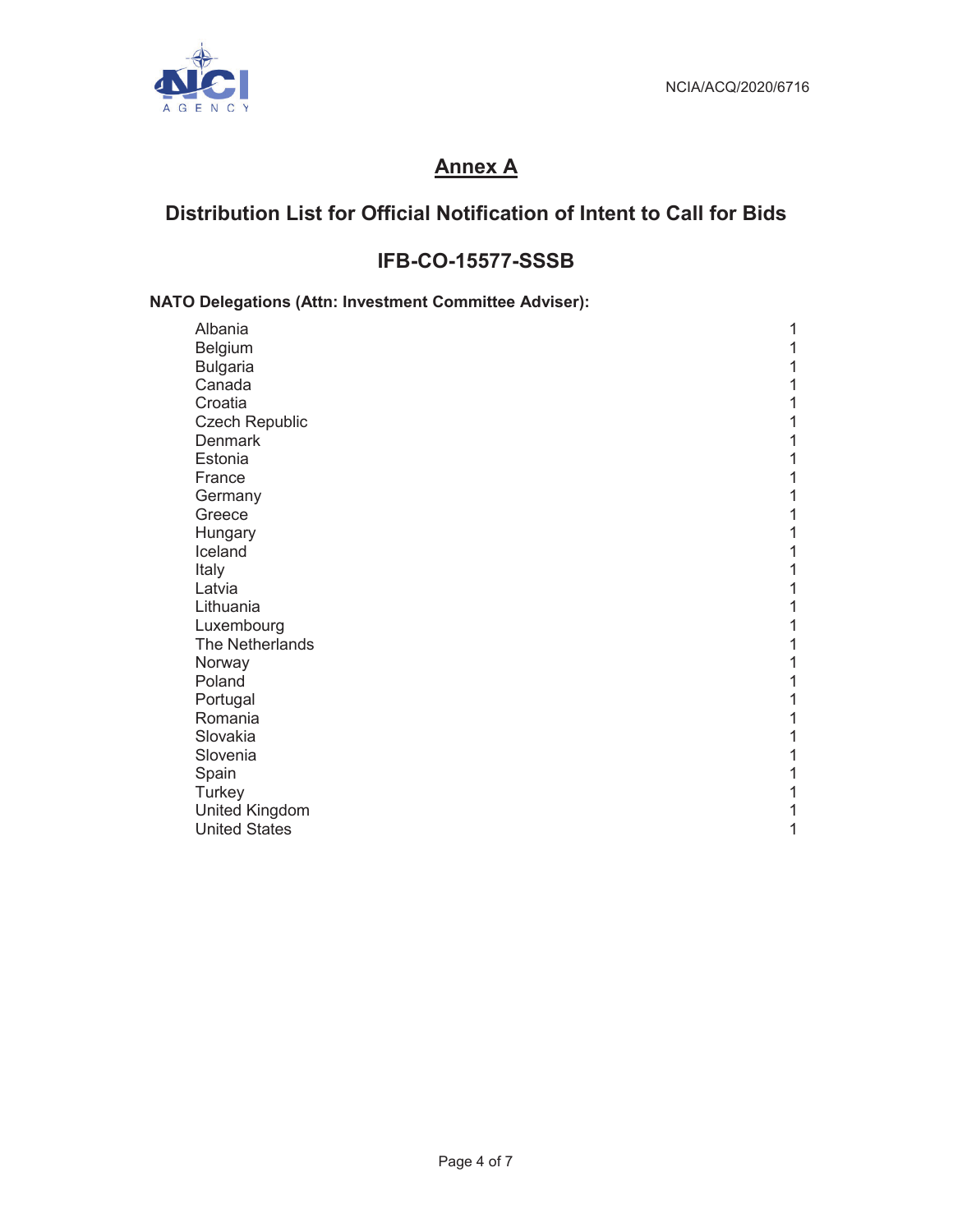# Annex A

## Distribution List for Official Notification of Intent to Call for Bids

## IFB-CO-15577-SSSB

**NATO Delegations (Attn: Investment Committee Adviser):**

| | |
|---|---|
| Albania | 1 |
| Belgium | 1 |
| Bulgaria | 1 |
| Canada | 1 |
| Croatia | 1 |
| Czech Republic | 1 |
| Denmark | 1 |
| Estonia | 1 |
| France | 1 |
| Germany | 1 |
| Greece | 1 |
| Hungary | 1 |
| Iceland | 1 |
| Italy | 1 |
| Latvia | 1 |
| Lithuania | 1 |
| Luxembourg | 1 |
| The Netherlands | 1 |
| Norway | 1 |
| Poland | 1 |
| Portugal | 1 |
| Romania | 1 |
| Slovakia | 1 |
| Slovenia | 1 |
| Spain | 1 |
| Turkey | 1 |
| United Kingdom | 1 |
| United States | 1 |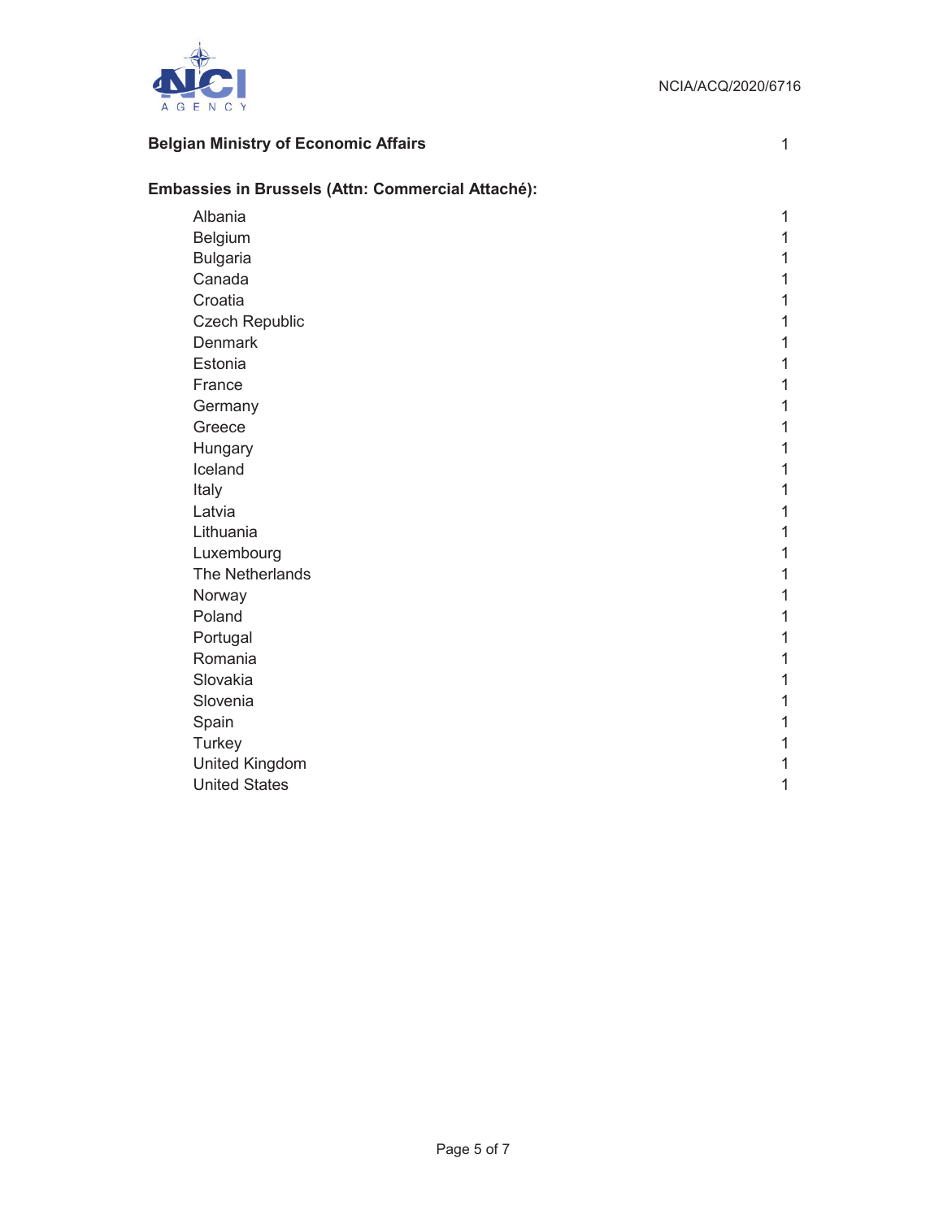| | |
|---|---|
| **Belgian Ministry of Economic Affairs** | 1 |
| **Embassies in Brussels (Attn: Commercial Attaché):** | |
| Albania | 1 |
| Belgium | 1 |
| Bulgaria | 1 |
| Canada | 1 |
| Croatia | 1 |
| Czech Republic | 1 |
| Denmark | 1 |
| Estonia | 1 |
| France | 1 |
| Germany | 1 |
| Greece | 1 |
| Hungary | 1 |
| Iceland | 1 |
| Italy | 1 |
| Latvia | 1 |
| Lithuania | 1 |
| Luxembourg | 1 |
| The Netherlands | 1 |
| Norway | 1 |
| Poland | 1 |
| Portugal | 1 |
| Romania | 1 |
| Slovakia | 1 |
| Slovenia | 1 |
| Spain | 1 |
| Turkey | 1 |
| United Kingdom | 1 |
| United States | 1 |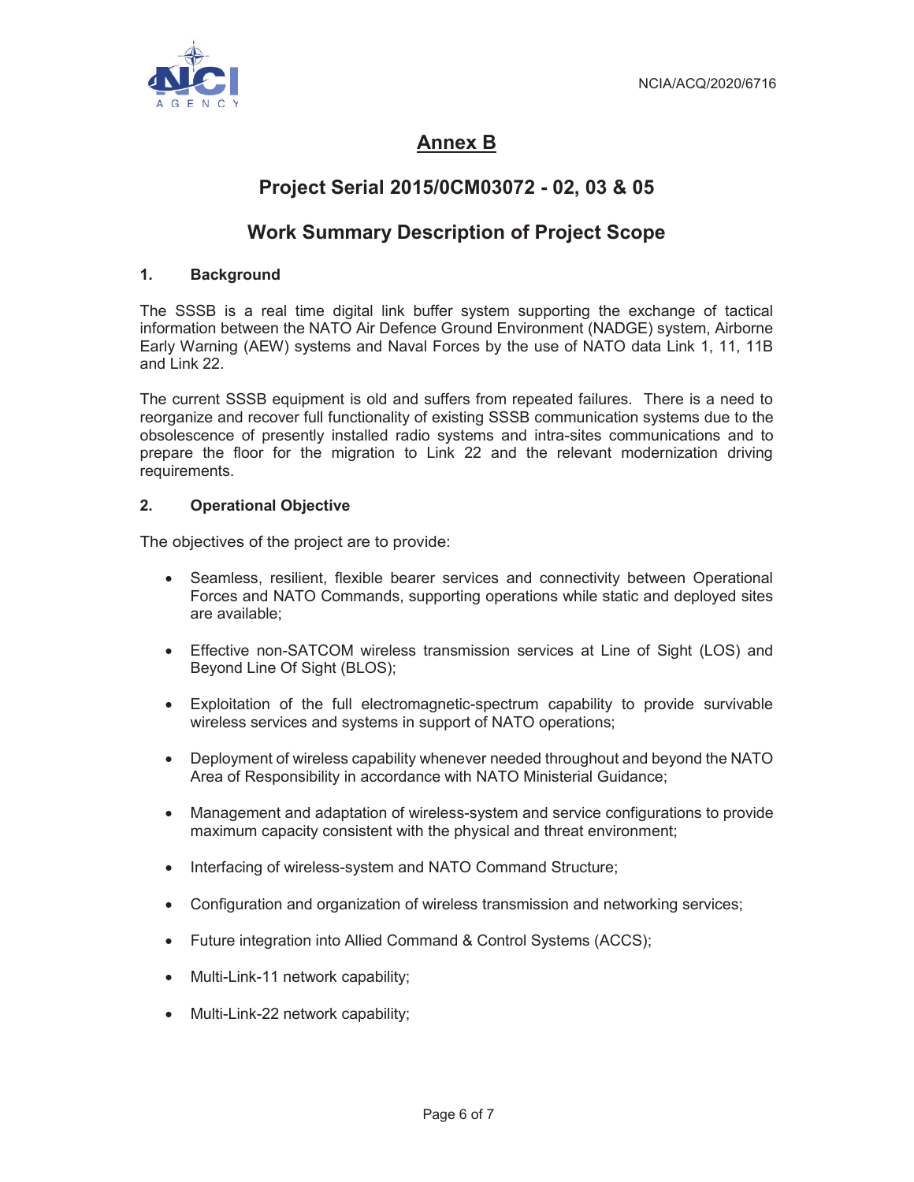# Annex B

## Project Serial 2015/0CM03072 - 02, 03 & 05

## Work Summary Description of Project Scope

### 1. Background

The SSSB is a real time digital link buffer system supporting the exchange of tactical information between the NATO Air Defence Ground Environment (NADGE) system, Airborne Early Warning (AEW) systems and Naval Forces by the use of NATO data Link 1, 11, 11B and Link 22.

The current SSSB equipment is old and suffers from repeated failures. There is a need to reorganize and recover full functionality of existing SSSB communication systems due to the obsolescence of presently installed radio systems and intra-sites communications and to prepare the floor for the migration to Link 22 and the relevant modernization driving requirements.

### 2. Operational Objective

The objectives of the project are to provide:

- Seamless, resilient, flexible bearer services and connectivity between Operational Forces and NATO Commands, supporting operations while static and deployed sites are available;
- Effective non-SATCOM wireless transmission services at Line of Sight (LOS) and Beyond Line Of Sight (BLOS);
- Exploitation of the full electromagnetic-spectrum capability to provide survivable wireless services and systems in support of NATO operations;
- Deployment of wireless capability whenever needed throughout and beyond the NATO Area of Responsibility in accordance with NATO Ministerial Guidance;
- Management and adaptation of wireless-system and service configurations to provide maximum capacity consistent with the physical and threat environment;
- Interfacing of wireless-system and NATO Command Structure;
- Configuration and organization of wireless transmission and networking services;
- Future integration into Allied Command & Control Systems (ACCS);
- Multi-Link-11 network capability;
- Multi-Link-22 network capability;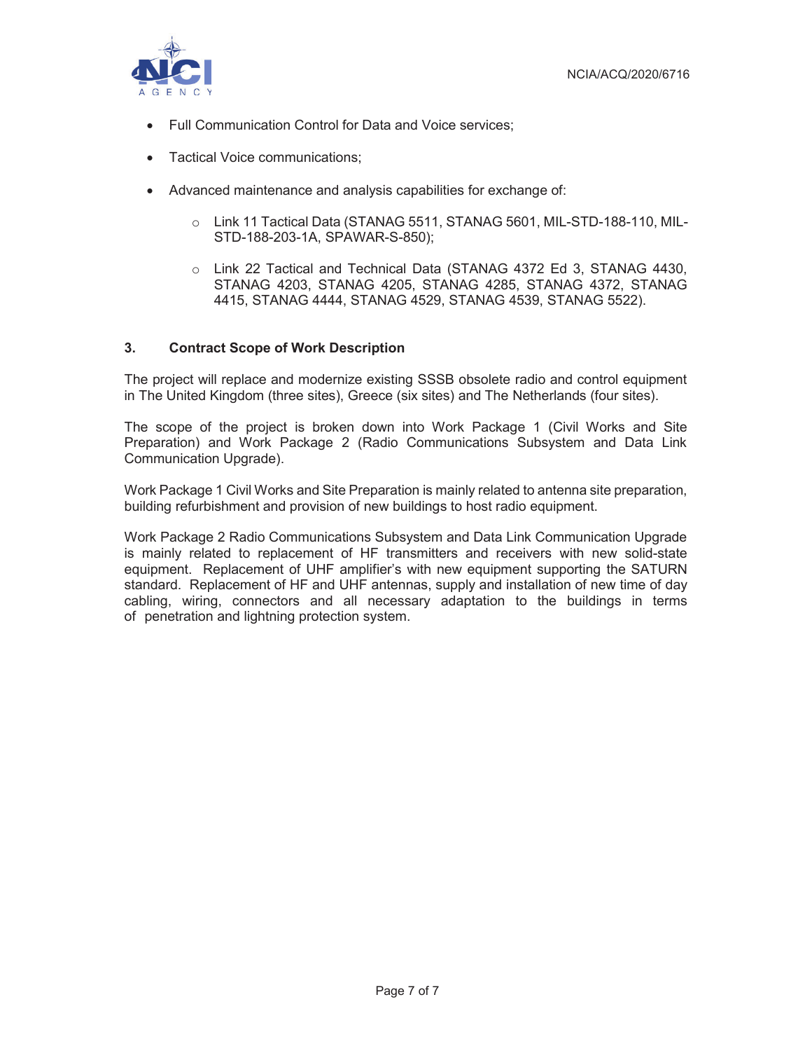- Full Communication Control for Data and Voice services;
- Tactical Voice communications;
- Advanced maintenance and analysis capabilities for exchange of:
  - Link 11 Tactical Data (STANAG 5511, STANAG 5601, MIL-STD-188-110, MIL-STD-188-203-1A, SPAWAR-S-850);
  - Link 22 Tactical and Technical Data (STANAG 4372 Ed 3, STANAG 4430, STANAG 4203, STANAG 4205, STANAG 4285, STANAG 4372, STANAG 4415, STANAG 4444, STANAG 4529, STANAG 4539, STANAG 5522).

## 3. Contract Scope of Work Description

The project will replace and modernize existing SSSB obsolete radio and control equipment in The United Kingdom (three sites), Greece (six sites) and The Netherlands (four sites).

The scope of the project is broken down into Work Package 1 (Civil Works and Site Preparation) and Work Package 2 (Radio Communications Subsystem and Data Link Communication Upgrade).

Work Package 1 Civil Works and Site Preparation is mainly related to antenna site preparation, building refurbishment and provision of new buildings to host radio equipment.

Work Package 2 Radio Communications Subsystem and Data Link Communication Upgrade is mainly related to replacement of HF transmitters and receivers with new solid-state equipment. Replacement of UHF amplifier's with new equipment supporting the SATURN standard. Replacement of HF and UHF antennas, supply and installation of new time of day cabling, wiring, connectors and all necessary adaptation to the buildings in terms of penetration and lightning protection system.